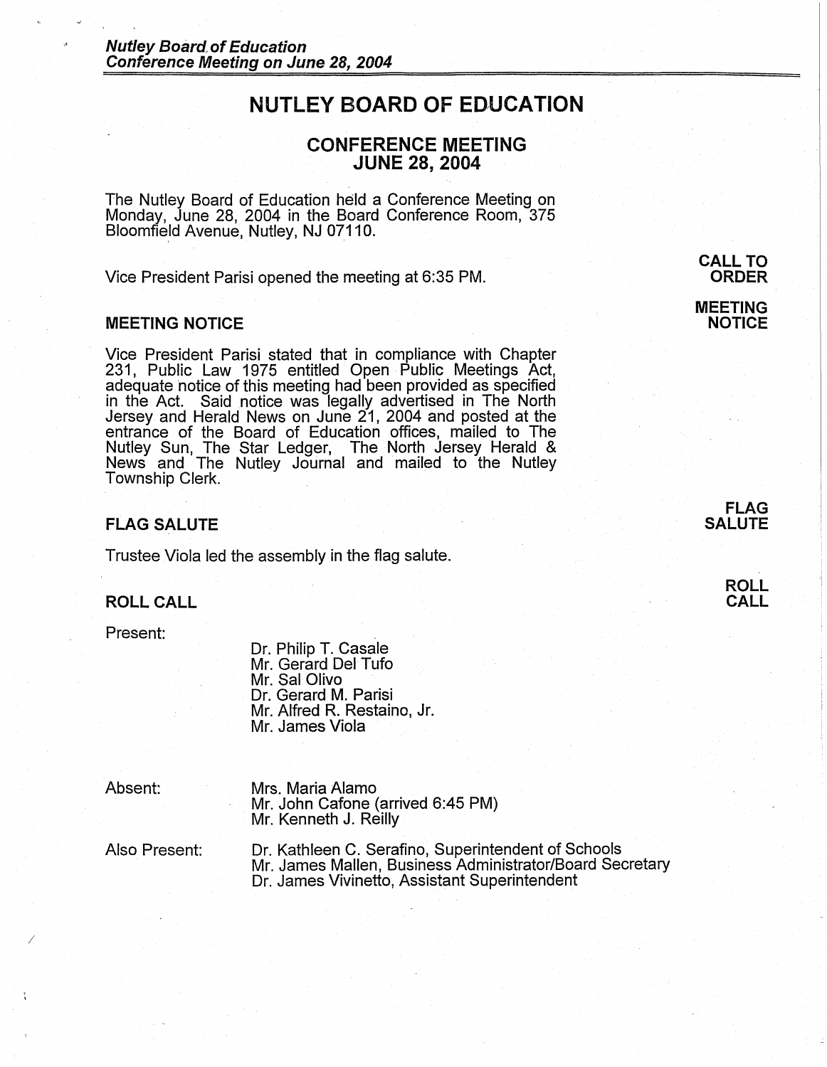# NUTLEY BOARD OF EDUCATION

## CONFERENCE MEETING
## JUNE 28, 2004

The Nutley Board of Education held a Conference Meeting on Monday, June 28, 2004 in the Board Conference Room, 375 Bloomfield Avenue, Nutley, NJ 07110.

**CALL TO ORDER**

Vice President Parisi opened the meeting at 6:35 PM.

### MEETING NOTICE

Vice President Parisi stated that in compliance with Chapter 231, Public Law 1975 entitled Open Public Meetings Act, adequate notice of this meeting had been provided as specified in the Act. Said notice was legally advertised in The North Jersey and Herald News on June 21, 2004 and posted at the entrance of the Board of Education offices, mailed to The Nutley Sun, The Star Ledger, The North Jersey Herald & News and The Nutley Journal and mailed to the Nutley Township Clerk.

### FLAG SALUTE

Trustee Viola led the assembly in the flag salute.

### ROLL CALL

Present:

- Dr. Philip T. Casale
- Mr. Gerard Del Tufo
- Mr. Sal Olivo
- Dr. Gerard M. Parisi
- Mr. Alfred R. Restaino, Jr.
- Mr. James Viola

Absent:

- Mrs. Maria Alamo
- Mr. John Cafone (arrived 6:45 PM)
- Mr. Kenneth J. Reilly

Also Present:

- Dr. Kathleen C. Serafino, Superintendent of Schools
- Mr. James Mallen, Business Administrator/Board Secretary
- Dr. James Vivinetto, Assistant Superintendent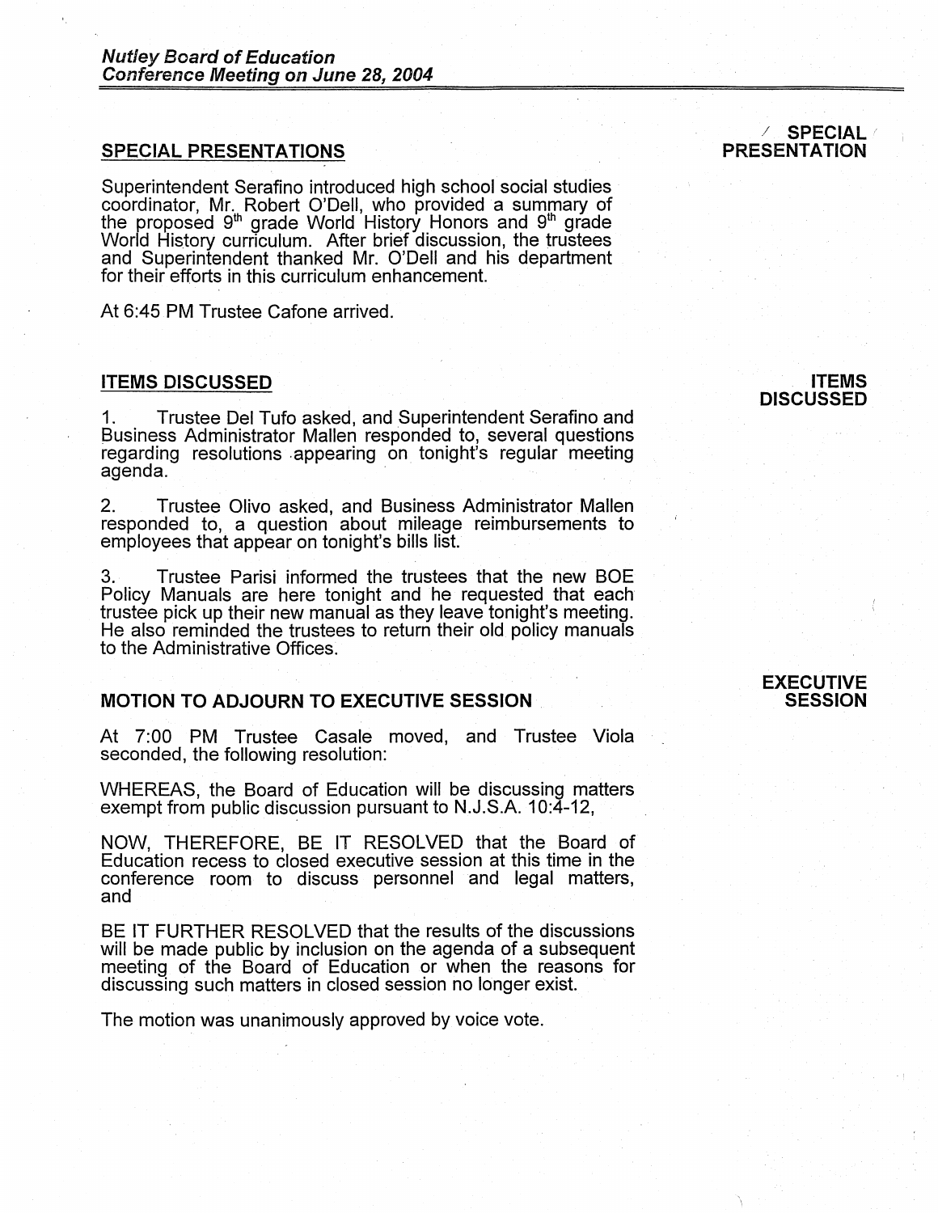## SPECIAL PRESENTATIONS

**SPECIAL PRESENTATION**

Superintendent Serafino introduced high school social studies coordinator, Mr. Robert O'Dell, who provided a summary of the proposed 9th grade World History Honors and 9th grade World History curriculum. After brief discussion, the trustees and Superintendent thanked Mr. O'Dell and his department for their efforts in this curriculum enhancement.

At 6:45 PM Trustee Cafone arrived.

## ITEMS DISCUSSED

**ITEMS DISCUSSED**

1. Trustee Del Tufo asked, and Superintendent Serafino and Business Administrator Mallen responded to, several questions regarding resolutions appearing on tonight's regular meeting agenda.

2. Trustee Olivo asked, and Business Administrator Mallen responded to, a question about mileage reimbursements to employees that appear on tonight's bills list.

3. Trustee Parisi informed the trustees that the new BOE Policy Manuals are here tonight and he requested that each trustee pick up their new manual as they leave tonight's meeting. He also reminded the trustees to return their old policy manuals to the Administrative Offices.

## MOTION TO ADJOURN TO EXECUTIVE SESSION

**EXECUTIVE SESSION**

At 7:00 PM Trustee Casale moved, and Trustee Viola seconded, the following resolution:

WHEREAS, the Board of Education will be discussing matters exempt from public discussion pursuant to N.J.S.A. 10:4-12,

NOW, THEREFORE, BE IT RESOLVED that the Board of Education recess to closed executive session at this time in the conference room to discuss personnel and legal matters, and

BE IT FURTHER RESOLVED that the results of the discussions will be made public by inclusion on the agenda of a subsequent meeting of the Board of Education or when the reasons for discussing such matters in closed session no longer exist.

The motion was unanimously approved by voice vote.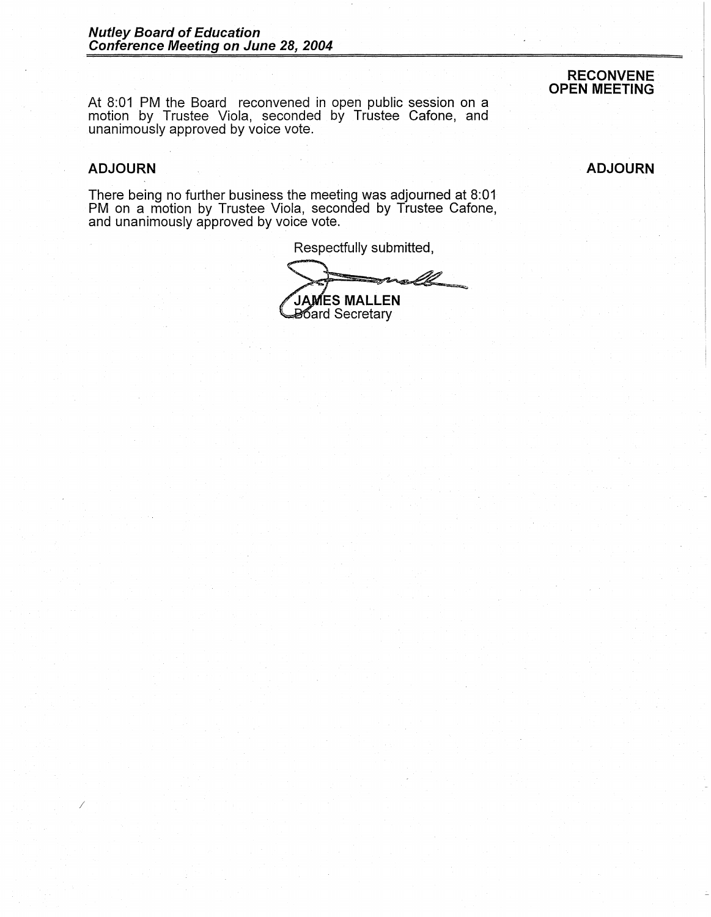**RECONVENE OPEN MEETING**

At 8:01 PM the Board reconvened in open public session on a motion by Trustee Viola, seconded by Trustee Cafone, and unanimously approved by voice vote.

## ADJOURN

**ADJOURN**

There being no further business the meeting was adjourned at 8:01 PM on a motion by Trustee Viola, seconded by Trustee Cafone, and unanimously approved by voice vote.

Respectfully submitted,

**JAMES MALLEN**
Board Secretary